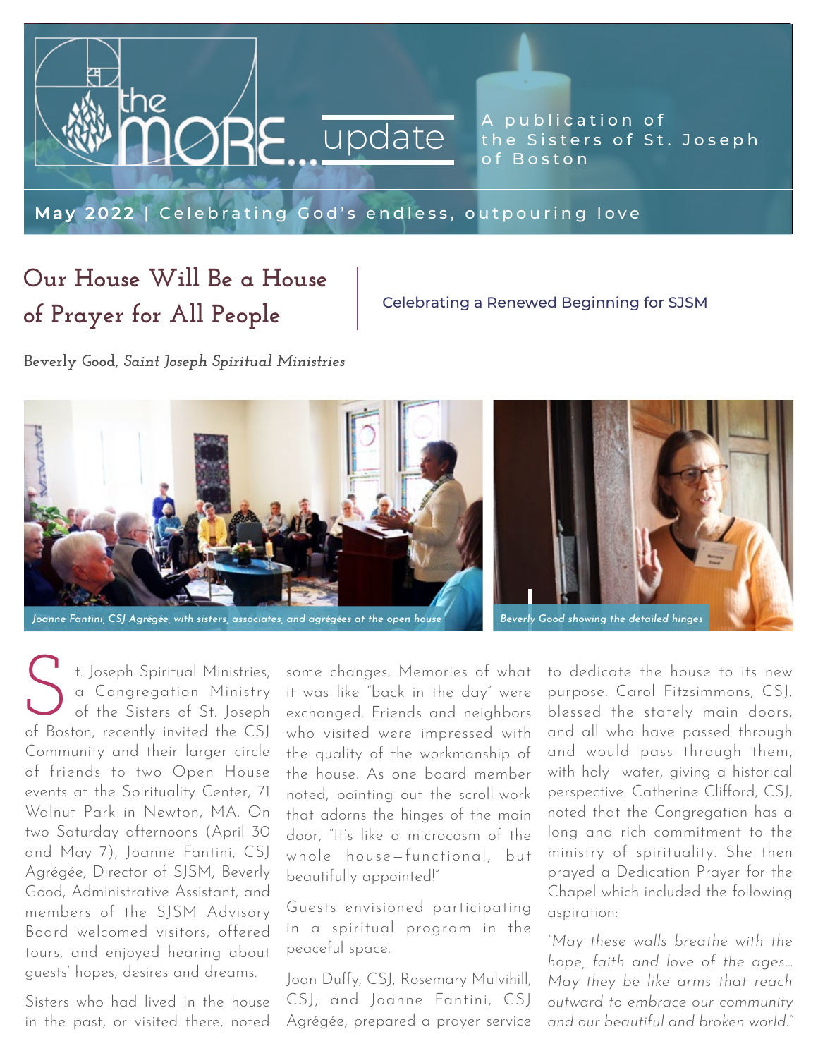# the MORE... update

A publication of the Sisters of St. Joseph of Boston

**May 2022** | Celebrating God's endless, outpouring love

## Our House Will Be a House of Prayer for All People

Celebrating a Renewed Beginning for SJSM

**Beverly Good, *Saint Joseph Spiritual Ministries***

*Joanne Fantini, CSJ Agrégée, with sisters, associates, and agrégées at the open house*

*Beverly Good showing the detailed hinges*

St. Joseph Spiritual Ministries, a Congregation Ministry of the Sisters of St. Joseph of Boston, recently invited the CSJ Community and their larger circle of friends to two Open House events at the Spirituality Center, 71 Walnut Park in Newton, MA. On two Saturday afternoons (April 30 and May 7), Joanne Fantini, CSJ Agrégée, Director of SJSM, Beverly Good, Administrative Assistant, and members of the SJSM Advisory Board welcomed visitors, offered tours, and enjoyed hearing about guests' hopes, desires and dreams.

Sisters who had lived in the house in the past, or visited there, noted some changes. Memories of what it was like "back in the day" were exchanged. Friends and neighbors who visited were impressed with the quality of the workmanship of the house. As one board member noted, pointing out the scroll-work that adorns the hinges of the main door, "It's like a microcosm of the whole house—functional, but beautifully appointed!"

Guests envisioned participating in a spiritual program in the peaceful space.

Joan Duffy, CSJ, Rosemary Mulvihill, CSJ, and Joanne Fantini, CSJ Agrégée, prepared a prayer service to dedicate the house to its new purpose. Carol Fitzsimmons, CSJ, blessed the stately main doors, and all who have passed through and would pass through them, with holy water, giving a historical perspective. Catherine Clifford, CSJ, noted that the Congregation has a long and rich commitment to the ministry of spirituality. She then prayed a Dedication Prayer for the Chapel which included the following aspiration:

*"May these walls breathe with the hope, faith and love of the ages… May they be like arms that reach outward to embrace our community and our beautiful and broken world."*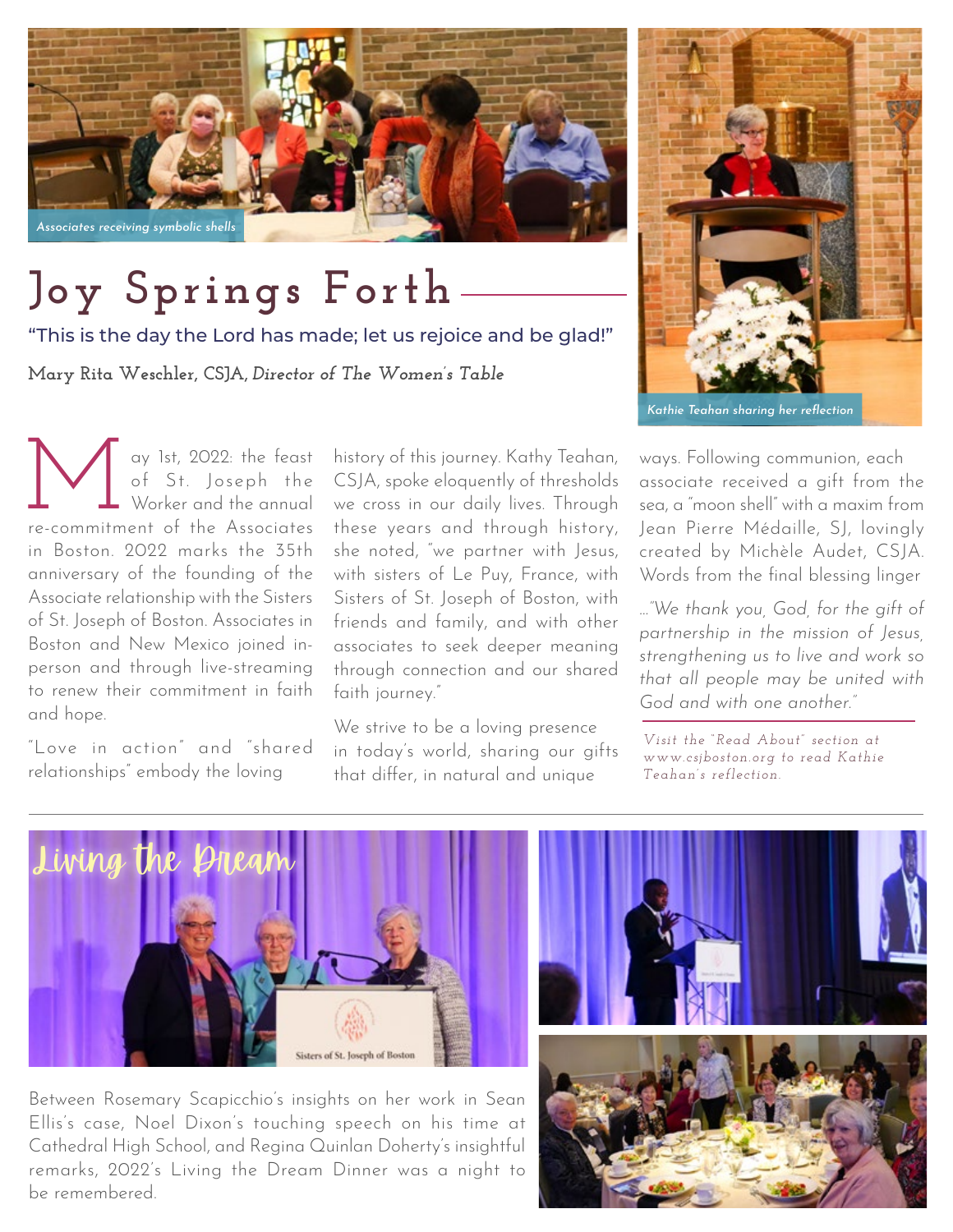*Associates receiving symbolic shells*

# Joy Springs Forth

"This is the day the Lord has made; let us rejoice and be glad!"

**Mary Rita Weschler, CSJA,** ***Director of The Women's Table***

*Kathie Teahan sharing her reflection*

May 1st, 2022: the feast of St. Joseph the Worker and the annual re-commitment of the Associates in Boston. 2022 marks the 35th anniversary of the founding of the Associate relationship with the Sisters of St. Joseph of Boston. Associates in Boston and New Mexico joined in-person and through live-streaming to renew their commitment in faith and hope.

"Love in action" and "shared relationships" embody the loving history of this journey. Kathy Teahan, CSJA, spoke eloquently of thresholds we cross in our daily lives. Through these years and through history, she noted, "we partner with Jesus, with sisters of Le Puy, France, with Sisters of St. Joseph of Boston, with friends and family, and with other associates to seek deeper meaning through connection and our shared faith journey."

We strive to be a loving presence in today's world, sharing our gifts that differ, in natural and unique ways. Following communion, each associate received a gift from the sea, a "moon shell" with a maxim from Jean Pierre Médaille, SJ, lovingly created by Michèle Audet, CSJA. Words from the final blessing linger

*..."We thank you, God, for the gift of partnership in the mission of Jesus, strengthening us to live and work so that all people may be united with God and with one another."*

*Visit the "Read About" section at www.csjboston.org to read Kathie Teahan's reflection.*

---

## Living the Dream

Between Rosemary Scapicchio's insights on her work in Sean Ellis's case, Noel Dixon's touching speech on his time at Cathedral High School, and Regina Quinlan Doherty's insightful remarks, 2022's Living the Dream Dinner was a night to be remembered.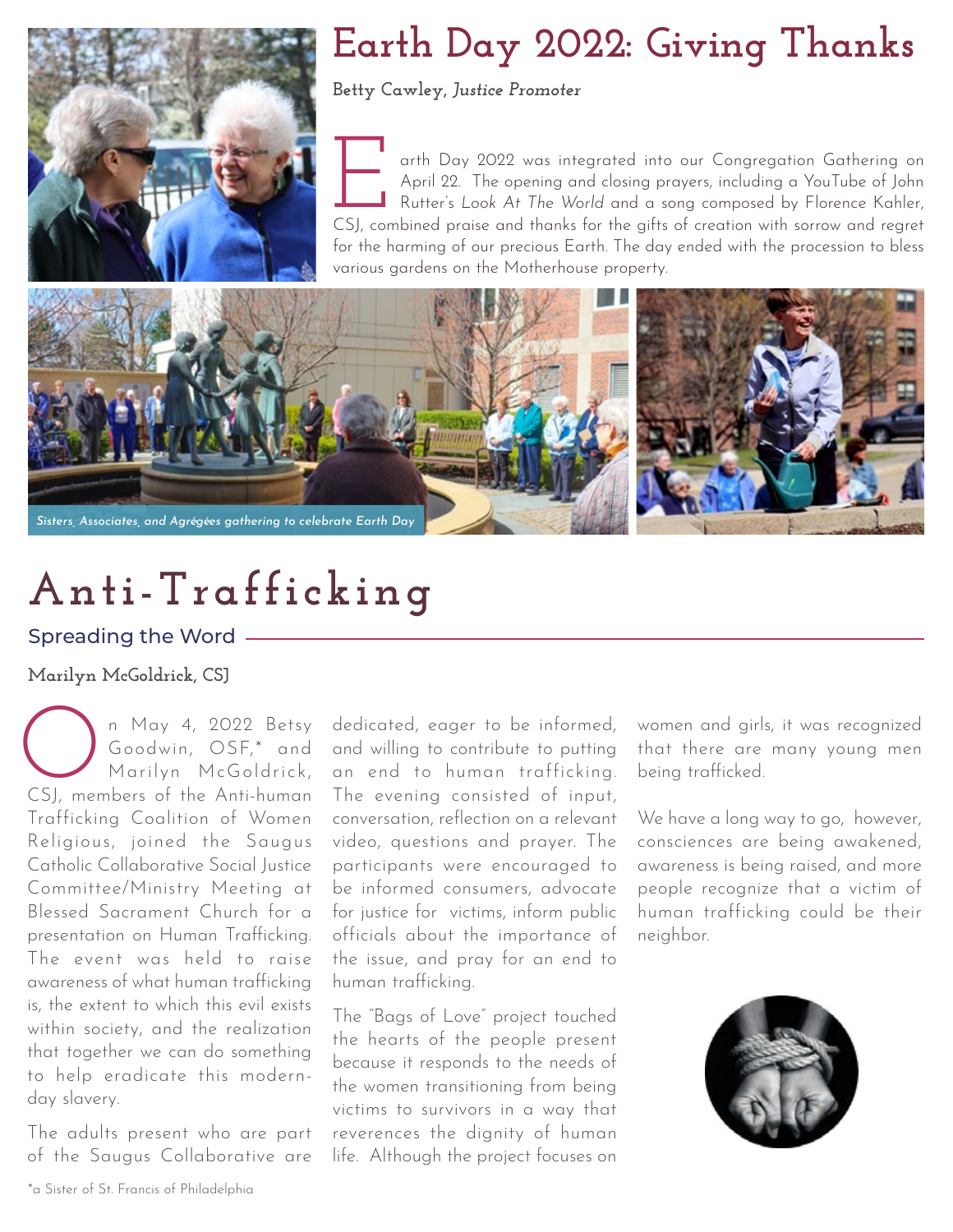# Earth Day 2022: Giving Thanks

**Betty Cawley, *Justice Promoter***

Earth Day 2022 was integrated into our Congregation Gathering on April 22. The opening and closing prayers, including a YouTube of John Rutter's *Look At The World* and a song composed by Florence Kahler, CSJ, combined praise and thanks for the gifts of creation with sorrow and regret for the harming of our precious Earth. The day ended with the procession to bless various gardens on the Motherhouse property.

*Sisters, Associates, and Agrégées gathering to celebrate Earth Day*

# Anti-Trafficking

## Spreading the Word

**Marilyn McGoldrick, CSJ**

On May 4, 2022 Betsy Goodwin, OSF,* and Marilyn McGoldrick, CSJ, members of the Anti-human Trafficking Coalition of Women Religious, joined the Saugus Catholic Collaborative Social Justice Committee/Ministry Meeting at Blessed Sacrament Church for a presentation on Human Trafficking. The event was held to raise awareness of what human trafficking is, the extent to which this evil exists within society, and the realization that together we can do something to help eradicate this modern-day slavery.

The adults present who are part of the Saugus Collaborative are dedicated, eager to be informed, and willing to contribute to putting an end to human trafficking. The evening consisted of input, conversation, reflection on a relevant video, questions and prayer. The participants were encouraged to be informed consumers, advocate for justice for victims, inform public officials about the importance of the issue, and pray for an end to human trafficking.

The "Bags of Love" project touched the hearts of the people present because it responds to the needs of the women transitioning from being victims to survivors in a way that reverences the dignity of human life. Although the project focuses on women and girls, it was recognized that there are many young men being trafficked.

We have a long way to go, however, consciences are being awakened, awareness is being raised, and more people recognize that a victim of human trafficking could be their neighbor.

*a Sister of St. Francis of Philadelphia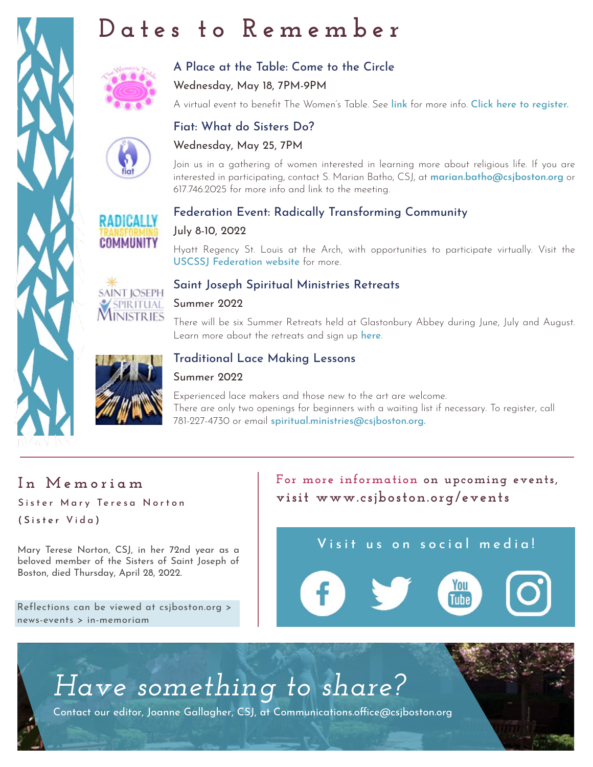# Dates to Remember

### A Place at the Table: Come to the Circle

**Wednesday, May 18, 7PM-9PM**

A virtual event to benefit The Women's Table. See link for more info. Click here to register.

### Fiat: What do Sisters Do?

**Wednesday, May 25, 7PM**

Join us in a gathering of women interested in learning more about religious life. If you are interested in participating, contact S. Marian Batho, CSJ, at marian.batho@csjboston.org or 617.746.2025 for more info and link to the meeting.

### Federation Event: Radically Transforming Community

**July 8-10, 2022**

Hyatt Regency St. Louis at the Arch, with opportunities to participate virtually. Visit the USCSSJ Federation website for more.

### Saint Joseph Spiritual Ministries Retreats

**Summer 2022**

There will be six Summer Retreats held at Glastonbury Abbey during June, July and August. Learn more about the retreats and sign up here.

### Traditional Lace Making Lessons

**Summer 2022**

Experienced lace makers and those new to the art are welcome.
There are only two openings for beginners with a waiting list if necessary. To register, call 781-227-4730 or email spiritual.ministries@csjboston.org.

## In Memoriam

**Sister Mary Teresa Norton (Sister Vida)**

Mary Terese Norton, CSJ, in her 72nd year as a beloved member of the Sisters of Saint Joseph of Boston, died Thursday, April 28, 2022.

Reflections can be viewed at csjboston.org > news-events > in-memoriam

**For more information on upcoming events, visit www.csjboston.org/events**

Visit us on social media!

## *Have something to share?*

Contact our editor, Joanne Gallagher, CSJ, at Communications.office@csjboston.org